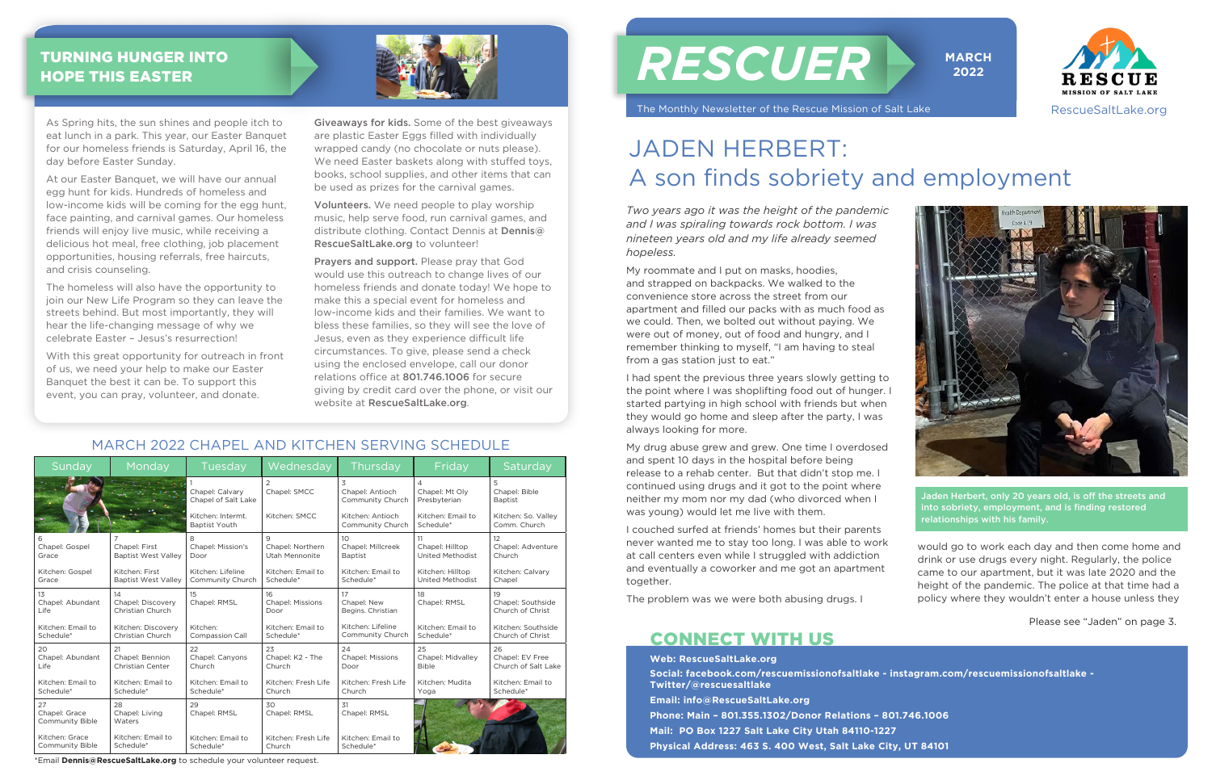# RESCUER

MARCH 2022

The Monthly Newsletter of the Rescue Mission of Salt Lake

RESCUE MISSION OF SALT LAKE

RescueSaltLake.org

## TURNING HUNGER INTO HOPE THIS EASTER

As Spring hits, the sun shines and people itch to eat lunch in a park. This year, our Easter Banquet for our homeless friends is Saturday, April 16, the day before Easter Sunday.

At our Easter Banquet, we will have our annual egg hunt for kids. Hundreds of homeless and low-income kids will be coming for the egg hunt, face painting, and carnival games. Our homeless friends will enjoy live music, while receiving a delicious hot meal, free clothing, job placement opportunities, housing referrals, free haircuts, and crisis counseling.

The homeless will also have the opportunity to join our New Life Program so they can leave the streets behind. But most importantly, they will hear the life-changing message of why we celebrate Easter – Jesus's resurrection!

With this great opportunity for outreach in front of us, we need your help to make our Easter Banquet the best it can be. To support this event, you can pray, volunteer, and donate.

**Giveaways for kids.** Some of the best giveaways are plastic Easter Eggs filled with individually wrapped candy (no chocolate or nuts please). We need Easter baskets along with stuffed toys, books, school supplies, and other items that can be used as prizes for the carnival games.

**Volunteers.** We need people to play worship music, help serve food, run carnival games, and distribute clothing. Contact Dennis at **Dennis@RescueSaltLake.org** to volunteer!

**Prayers and support.** Please pray that God would use this outreach to change lives of our homeless friends and donate today! We hope to make this a special event for homeless and low-income kids and their families. We want to bless these families, so they will see the love of Jesus, even as they experience difficult life circumstances. To give, please send a check using the enclosed envelope, call our donor relations office at **801.746.1006** for secure giving by credit card over the phone, or visit our website at **RescueSaltLake.org**.

## MARCH 2022 CHAPEL AND KITCHEN SERVING SCHEDULE

| Sunday | Monday | Tuesday | Wednesday | Thursday | Friday | Saturday |
|---|---|---|---|---|---|---|
| | | 1<br>Chapel: Calvary Chapel of Salt Lake<br>Kitchen: Intermt. Baptist Youth | 2<br>Chapel: SMCC<br>Kitchen: SMCC | 3<br>Chapel: Antioch Community Church<br>Kitchen: Antioch Community Church | 4<br>Chapel: Mt Oly Presbyterian<br>Kitchen: Email to Schedule* | 5<br>Chapel: Bible Baptist<br>Kitchen: So. Valley Comm. Church |
| 6<br>Chapel: Gospel Grace<br>Kitchen: Gospel Grace | 7<br>Chapel: First Baptist West Valley<br>Kitchen: First Baptist West Valley | 8<br>Chapel: Mission's Door<br>Kitchen: Lifeline Community Church | 9<br>Chapel: Northern Utah Mennonite<br>Kitchen: Email to Schedule* | 10<br>Chapel: Millcreek Baptist<br>Kitchen: Email to Schedule* | 11<br>Chapel: Hilltop United Methodist<br>Kitchen: Hilltop United Methodist | 12<br>Chapel: Adventure Church<br>Kitchen: Calvary Chapel |
| 13<br>Chapel: Abundant Life<br>Kitchen: Email to Schedule* | 14<br>Chapel: Discovery Christian Church<br>Kitchen: Discovery Christian Church | 15<br>Chapel: RMSL<br>Kitchen: Compassion Call | 16<br>Chapel: Missions Door<br>Kitchen: Email to Schedule* | 17<br>Chapel: New Begins. Christian<br>Kitchen: Lifeline Community Church | 18<br>Chapel: RMSL<br>Kitchen: Email to Schedule* | 19<br>Chapel: Southside Church of Christ<br>Kitchen: Southside Church of Christ |
| 20<br>Chapel: Abundant Life<br>Kitchen: Email to Schedule* | 21<br>Chapel: Bennion Christian Center<br>Kitchen: Email to Schedule* | 22<br>Chapel: Canyons Church<br>Kitchen: Email to Schedule* | 23<br>Chapel: K2 - The Church<br>Kitchen: Fresh Life Church | 24<br>Chapel: Missions Door<br>Kitchen: Fresh Life Church | 25<br>Chapel: Midvalley Bible<br>Kitchen: Mudita Yoga | 26<br>Chapel: EV Free Church of Salt Lake<br>Kitchen: Email to Schedule* |
| 27<br>Chapel: Grace Community Bible<br>Kitchen: Grace Community Bible | 28<br>Chapel: Living Waters<br>Kitchen: Email to Schedule* | 29<br>Chapel: RMSL<br>Kitchen: Email to Schedule* | 30<br>Chapel: RMSL<br>Kitchen: Fresh Life Church | 31<br>Chapel: RMSL<br>Kitchen: Email to Schedule* | | |

*Email **Dennis@RescueSaltLake.org** to schedule your volunteer request.

# JADEN HERBERT: A son finds sobriety and employment

*Two years ago it was the height of the pandemic and I was spiraling towards rock bottom. I was nineteen years old and my life already seemed hopeless.*

My roommate and I put on masks, hoodies, and strapped on backpacks. We walked to the convenience store across the street from our apartment and filled our packs with as much food as we could. Then, we bolted out without paying. We were out of money, out of food and hungry, and I remember thinking to myself, "I am having to steal from a gas station just to eat."

I had spent the previous three years slowly getting to the point where I was shoplifting food out of hunger. I started partying in high school with friends but when they would go home and sleep after the party, I was always looking for more.

My drug abuse grew and grew. One time I overdosed and spent 10 days in the hospital before being release to a rehab center. But that didn't stop me. I continued using drugs and it got to the point where neither my mom nor my dad (who divorced when I was young) would let me live with them.

I couched surfed at friends' homes but their parents never wanted me to stay too long. I was able to work at call centers even while I struggled with addiction and eventually a coworker and me got an apartment together.

The problem was we were both abusing drugs. I would go to work each day and then come home and drink or use drugs every night. Regularly, the police came to our apartment, but it was late 2020 and the height of the pandemic. The police at that time had a policy where they wouldn't enter a house unless they

Jaden Herbert, only 20 years old, is off the streets and into sobriety, employment, and is finding restored relationships with his family.

Please see "Jaden" on page 3.

## CONNECT WITH US

**Web: RescueSaltLake.org**

**Social: facebook.com/rescuemissionofsaltlake - instagram.com/rescuemissionofsaltlake - Twitter/@rescuesaltlake**

**Email: info@RescueSaltLake.org**

**Phone: Main – 801.355.1302/Donor Relations – 801.746.1006**

**Mail: PO Box 1227 Salt Lake City Utah 84110-1227**

**Physical Address: 463 S. 400 West, Salt Lake City, UT 84101**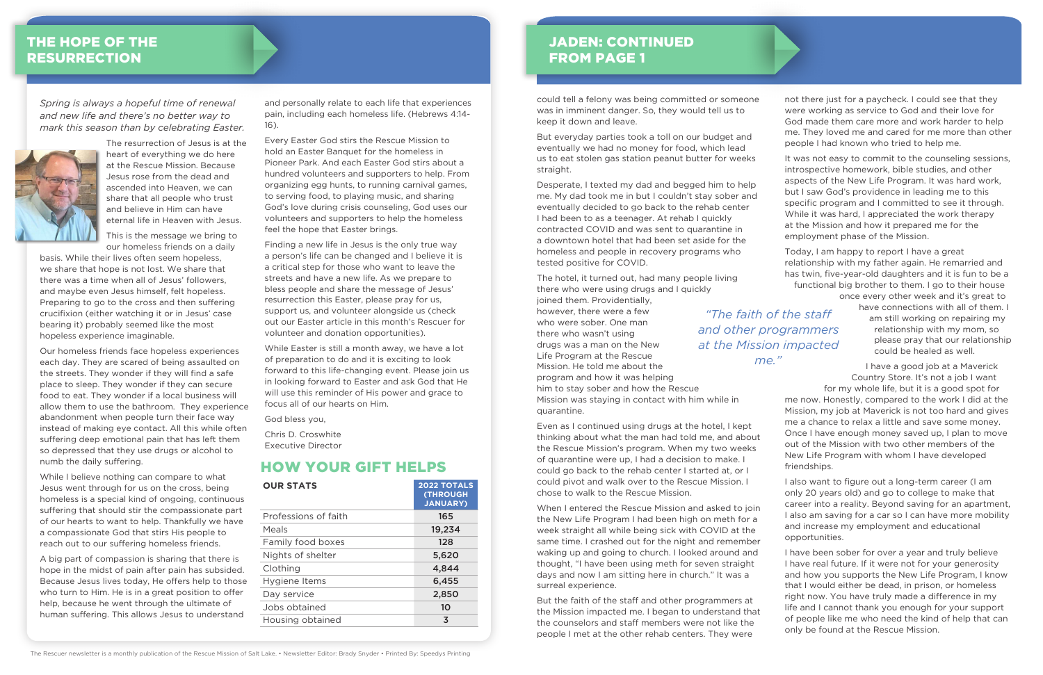## THE HOPE OF THE RESURRECTION

*Spring is always a hopeful time of renewal and new life and there's no better way to mark this season than by celebrating Easter.*

The resurrection of Jesus is at the heart of everything we do here at the Rescue Mission. Because Jesus rose from the dead and ascended into Heaven, we can share that all people who trust and believe in Him can have eternal life in Heaven with Jesus.

This is the message we bring to our homeless friends on a daily basis. While their lives often seem hopeless, we share that hope is not lost. We share that there was a time when all of Jesus' followers, and maybe even Jesus himself, felt hopeless. Preparing to go to the cross and then suffering crucifixion (either watching it or in Jesus' case bearing it) probably seemed like the most hopeless experience imaginable.

Our homeless friends face hopeless experiences each day. They are scared of being assaulted on the streets. They wonder if they will find a safe place to sleep. They wonder if they can secure food to eat. They wonder if a local business will allow them to use the bathroom. They experience abandonment when people turn their face way instead of making eye contact. All this while often suffering deep emotional pain that has left them so depressed that they use drugs or alcohol to numb the daily suffering.

While I believe nothing can compare to what Jesus went through for us on the cross, being homeless is a special kind of ongoing, continuous suffering that should stir the compassionate part of our hearts to want to help. Thankfully we have a compassionate God that stirs His people to reach out to our suffering homeless friends.

A big part of compassion is sharing that there is hope in the midst of pain after pain has subsided. Because Jesus lives today, He offers help to those who turn to Him. He is in a great position to offer help, because he went through the ultimate of human suffering. This allows Jesus to understand and personally relate to each life that experiences pain, including each homeless life. (Hebrews 4:14-16).

Every Easter God stirs the Rescue Mission to hold an Easter Banquet for the homeless in Pioneer Park. And each Easter God stirs about a hundred volunteers and supporters to help. From organizing egg hunts, to running carnival games, to serving food, to playing music, and sharing God's love during crisis counseling, God uses our volunteers and supporters to help the homeless feel the hope that Easter brings.

Finding a new life in Jesus is the only true way a person's life can be changed and I believe it is a critical step for those who want to leave the streets and have a new life. As we prepare to bless people and share the message of Jesus' resurrection this Easter, please pray for us, support us, and volunteer alongside us (check out our Easter article in this month's Rescuer for volunteer and donation opportunities).

While Easter is still a month away, we have a lot of preparation to do and it is exciting to look forward to this life-changing event. Please join us in looking forward to Easter and ask God that He will use this reminder of His power and grace to focus all of our hearts on Him.

God bless you,

Chris D. Croswhite
Executive Director

## HOW YOUR GIFT HELPS

| OUR STATS | 2022 TOTALS (THROUGH JANUARY) |
|---|---|
| Professions of faith | 165 |
| Meals | 19,234 |
| Family food boxes | 128 |
| Nights of shelter | 5,620 |
| Clothing | 4,844 |
| Hygiene Items | 6,455 |
| Day service | 2,850 |
| Jobs obtained | 10 |
| Housing obtained | 3 |

## JADEN: CONTINUED FROM PAGE 1

could tell a felony was being committed or someone was in imminent danger. So, they would tell us to keep it down and leave.

But everyday parties took a toll on our budget and eventually we had no money for food, which lead us to eat stolen gas station peanut butter for weeks straight.

Desperate, I texted my dad and begged him to help me. My dad took me in but I couldn't stay sober and eventually decided to go back to the rehab center I had been to as a teenager. At rehab I quickly contracted COVID and was sent to quarantine in a downtown hotel that had been set aside for the homeless and people in recovery programs who tested positive for COVID.

The hotel, it turned out, had many people living there who were using drugs and I quickly joined them. Providentially, however, there were a few who were sober. One man there who wasn't using drugs was a man on the New Life Program at the Rescue Mission. He told me about the program and how it was helping him to stay sober and how the Rescue Mission was staying in contact with him while in quarantine.

*"The faith of the staff and other programmers at the Mission impacted me."*

Even as I continued using drugs at the hotel, I kept thinking about what the man had told me, and about the Rescue Mission's program. When my two weeks of quarantine were up, I had a decision to make. I could go back to the rehab center I started at, or I could pivot and walk over to the Rescue Mission. I chose to walk to the Rescue Mission.

When I entered the Rescue Mission and asked to join the New Life Program I had been high on meth for a week straight all while being sick with COVID at the same time. I crashed out for the night and remember waking up and going to church. I looked around and thought, "I have been using meth for seven straight days and now I am sitting here in church." It was a surreal experience.

But the faith of the staff and other programmers at the Mission impacted me. I began to understand that the counselors and staff members were not like the people I met at the other rehab centers. They were not there just for a paycheck. I could see that they were working as service to God and their love for God made them care more and work harder to help me. They loved me and cared for me more than other people I had known who tried to help me.

It was not easy to commit to the counseling sessions, introspective homework, bible studies, and other aspects of the New Life Program. It was hard work, but I saw God's providence in leading me to this specific program and I committed to see it through. While it was hard, I appreciated the work therapy at the Mission and how it prepared me for the employment phase of the Mission.

Today, I am happy to report I have a great relationship with my father again. He remarried and has twin, five-year-old daughters and it is fun to be a functional big brother to them. I go to their house once every other week and it's great to have connections with all of them. I am still working on repairing my relationship with my mom, so please pray that our relationship could be healed as well.

I have a good job at a Maverick Country Store. It's not a job I want for my whole life, but it is a good spot for me now. Honestly, compared to the work I did at the Mission, my job at Maverick is not too hard and gives me a chance to relax a little and save some money. Once I have enough money saved up, I plan to move out of the Mission with two other members of the New Life Program with whom I have developed friendships.

I also want to figure out a long-term career (I am only 20 years old) and go to college to make that career into a reality. Beyond saving for an apartment, I also am saving for a car so I can have more mobility and increase my employment and educational opportunities.

I have been sober for over a year and truly believe I have real future. If it were not for your generosity and how you supports the New Life Program, I know that I would either be dead, in prison, or homeless right now. You have truly made a difference in my life and I cannot thank you enough for your support of people like me who need the kind of help that can only be found at the Rescue Mission.

The Rescuer newsletter is a monthly publication of the Rescue Mission of Salt Lake. • Newsletter Editor: Brady Snyder • Printed By: Speedys Printing